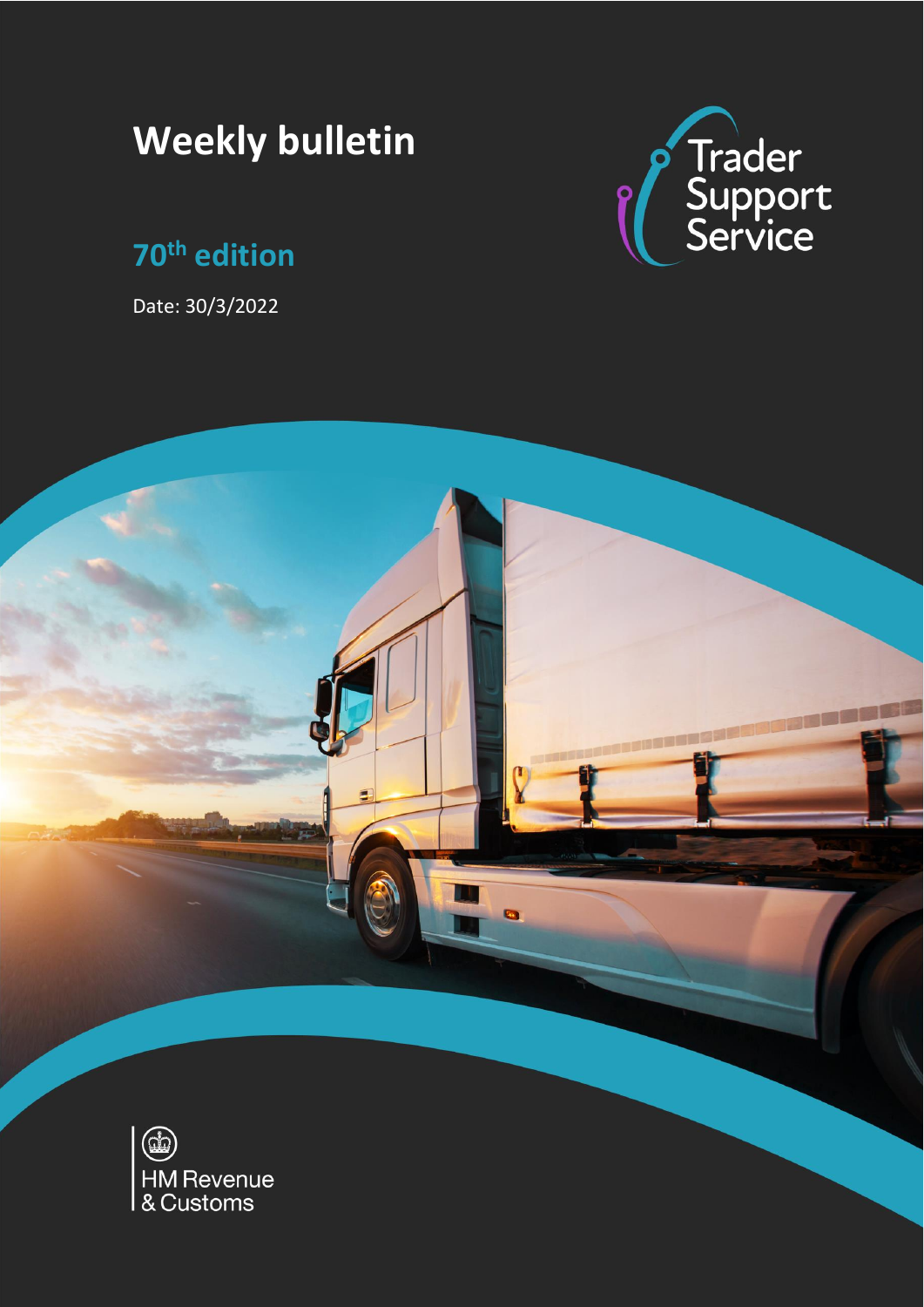# Weekly bulletin

## 70th edition

Date: 30/3/2022

Trader Support Service

HM Revenue & Customs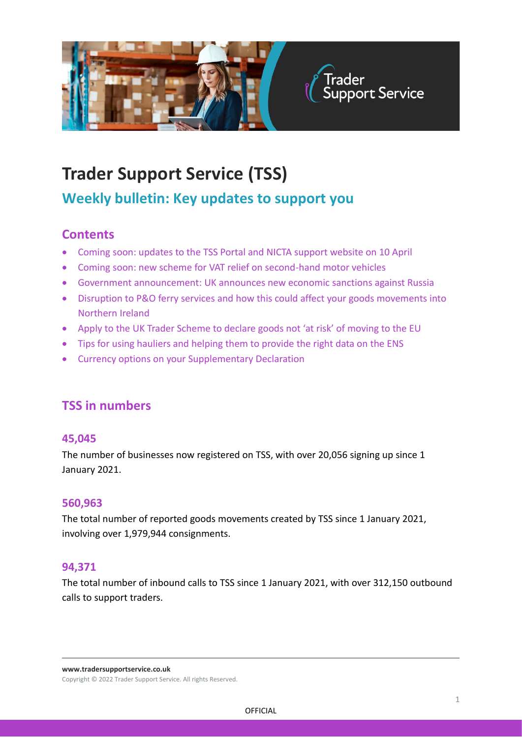# Trader Support Service (TSS)

## Weekly bulletin: Key updates to support you

### Contents

- Coming soon: updates to the TSS Portal and NICTA support website on 10 April
- Coming soon: new scheme for VAT relief on second-hand motor vehicles
- Government announcement: UK announces new economic sanctions against Russia
- Disruption to P&O ferry services and how this could affect your goods movements into Northern Ireland
- Apply to the UK Trader Scheme to declare goods not 'at risk' of moving to the EU
- Tips for using hauliers and helping them to provide the right data on the ENS
- Currency options on your Supplementary Declaration

### TSS in numbers

#### 45,045

The number of businesses now registered on TSS, with over 20,056 signing up since 1 January 2021.

#### 560,963

The total number of reported goods movements created by TSS since 1 January 2021, involving over 1,979,944 consignments.

#### 94,371

The total number of inbound calls to TSS since 1 January 2021, with over 312,150 outbound calls to support traders.

**www.tradersupportservice.co.uk**
Copyright © 2022 Trader Support Service. All rights Reserved.

OFFICIAL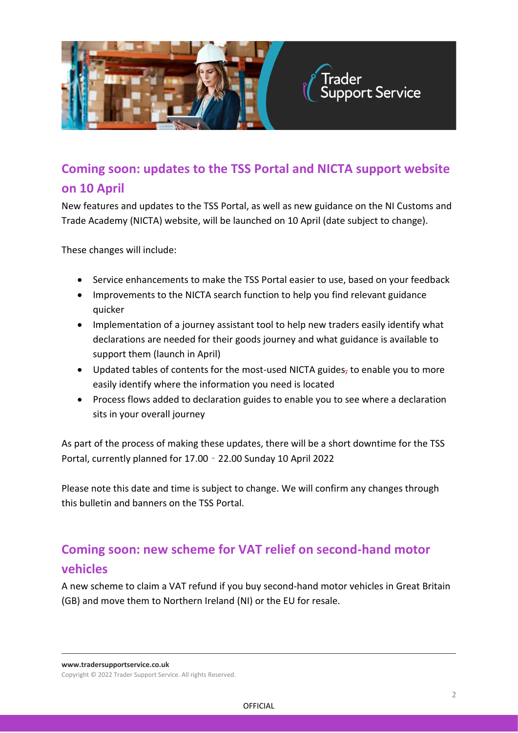## Coming soon: updates to the TSS Portal and NICTA support website on 10 April

New features and updates to the TSS Portal, as well as new guidance on the NI Customs and Trade Academy (NICTA) website, will be launched on 10 April (date subject to change).

These changes will include:

- Service enhancements to make the TSS Portal easier to use, based on your feedback
- Improvements to the NICTA search function to help you find relevant guidance quicker
- Implementation of a journey assistant tool to help new traders easily identify what declarations are needed for their goods journey and what guidance is available to support them (launch in April)
- Updated tables of contents for the most-used NICTA guides, to enable you to more easily identify where the information you need is located
- Process flows added to declaration guides to enable you to see where a declaration sits in your overall journey

As part of the process of making these updates, there will be a short downtime for the TSS Portal, currently planned for 17.00 – 22.00 Sunday 10 April 2022

Please note this date and time is subject to change. We will confirm any changes through this bulletin and banners on the TSS Portal.

## Coming soon: new scheme for VAT relief on second-hand motor vehicles

A new scheme to claim a VAT refund if you buy second-hand motor vehicles in Great Britain (GB) and move them to Northern Ireland (NI) or the EU for resale.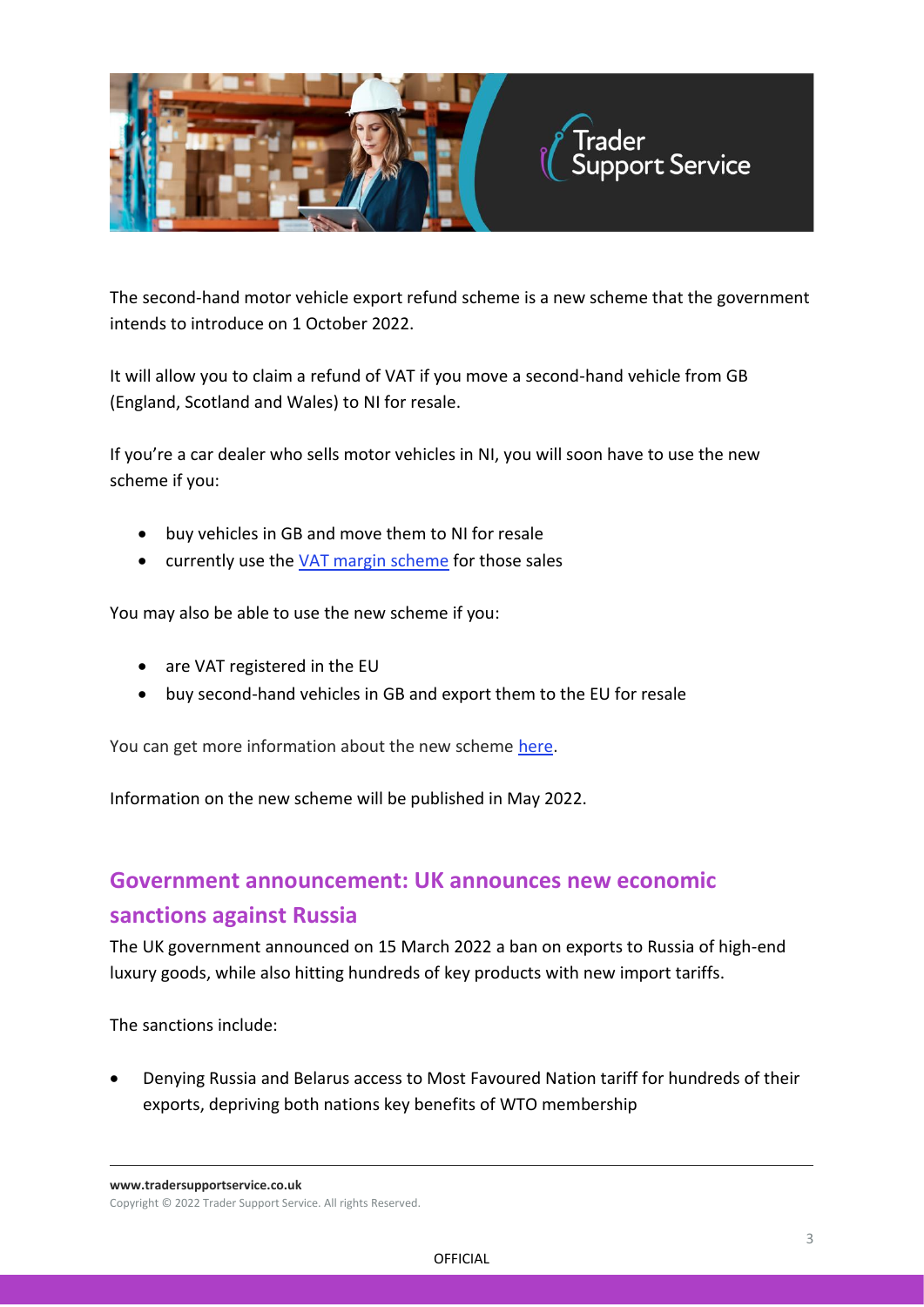The second-hand motor vehicle export refund scheme is a new scheme that the government intends to introduce on 1 October 2022.

It will allow you to claim a refund of VAT if you move a second-hand vehicle from GB (England, Scotland and Wales) to NI for resale.

If you're a car dealer who sells motor vehicles in NI, you will soon have to use the new scheme if you:

- buy vehicles in GB and move them to NI for resale
- currently use the VAT margin scheme for those sales

You may also be able to use the new scheme if you:

- are VAT registered in the EU
- buy second-hand vehicles in GB and export them to the EU for resale

You can get more information about the new scheme here.

Information on the new scheme will be published in May 2022.

## Government announcement: UK announces new economic sanctions against Russia

The UK government announced on 15 March 2022 a ban on exports to Russia of high-end luxury goods, while also hitting hundreds of key products with new import tariffs.

The sanctions include:

- Denying Russia and Belarus access to Most Favoured Nation tariff for hundreds of their exports, depriving both nations key benefits of WTO membership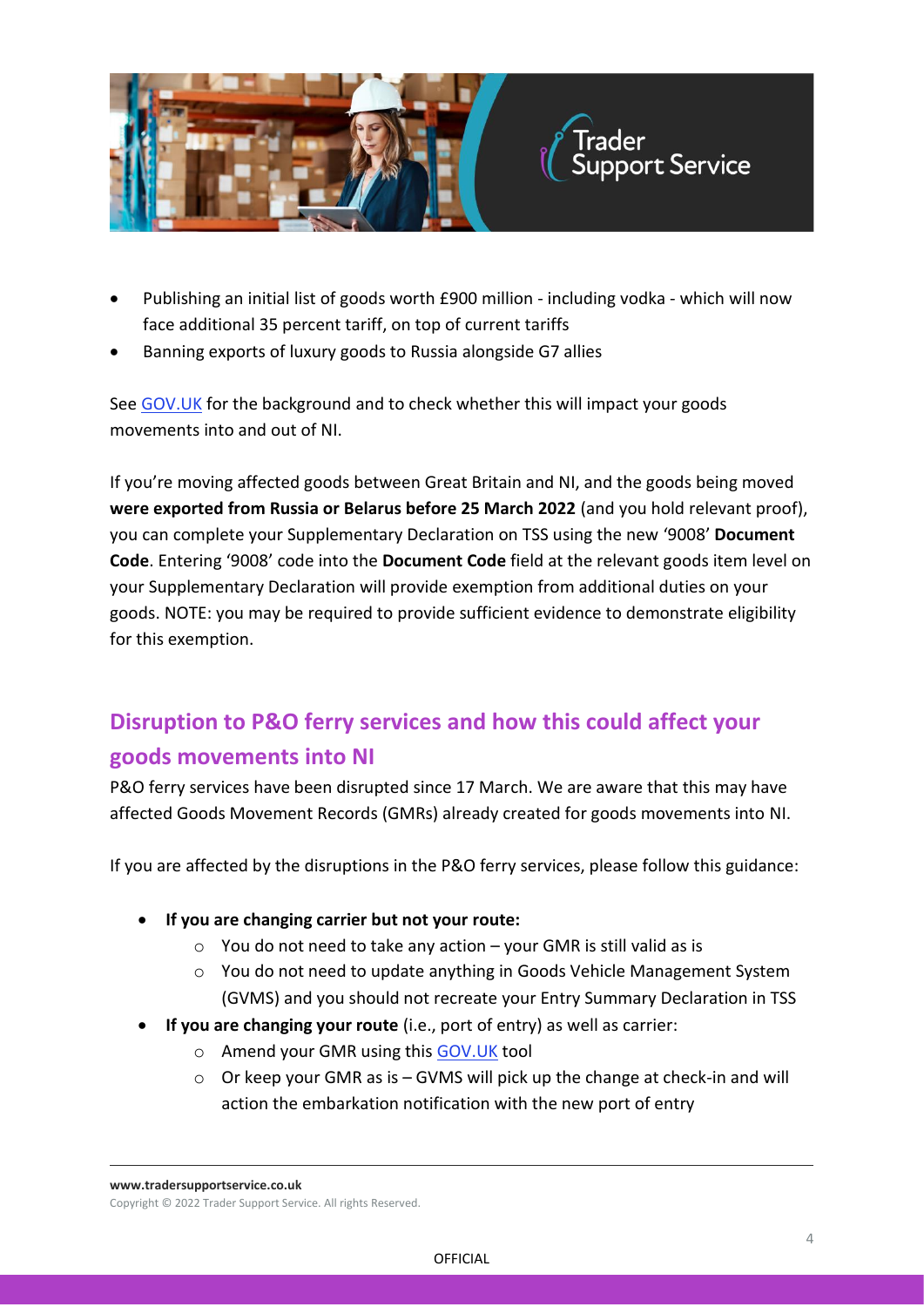- Publishing an initial list of goods worth £900 million - including vodka - which will now face additional 35 percent tariff, on top of current tariffs
- Banning exports of luxury goods to Russia alongside G7 allies

See GOV.UK for the background and to check whether this will impact your goods movements into and out of NI.

If you're moving affected goods between Great Britain and NI, and the goods being moved **were exported from Russia or Belarus before 25 March 2022** (and you hold relevant proof), you can complete your Supplementary Declaration on TSS using the new '9008' **Document Code**. Entering '9008' code into the **Document Code** field at the relevant goods item level on your Supplementary Declaration will provide exemption from additional duties on your goods. NOTE: you may be required to provide sufficient evidence to demonstrate eligibility for this exemption.

## Disruption to P&O ferry services and how this could affect your goods movements into NI

P&O ferry services have been disrupted since 17 March. We are aware that this may have affected Goods Movement Records (GMRs) already created for goods movements into NI.

If you are affected by the disruptions in the P&O ferry services, please follow this guidance:

- **If you are changing carrier but not your route:**
  - You do not need to take any action – your GMR is still valid as is
  - You do not need to update anything in Goods Vehicle Management System (GVMS) and you should not recreate your Entry Summary Declaration in TSS
- **If you are changing your route** (i.e., port of entry) as well as carrier:
  - Amend your GMR using this GOV.UK tool
  - Or keep your GMR as is – GVMS will pick up the change at check-in and will action the embarkation notification with the new port of entry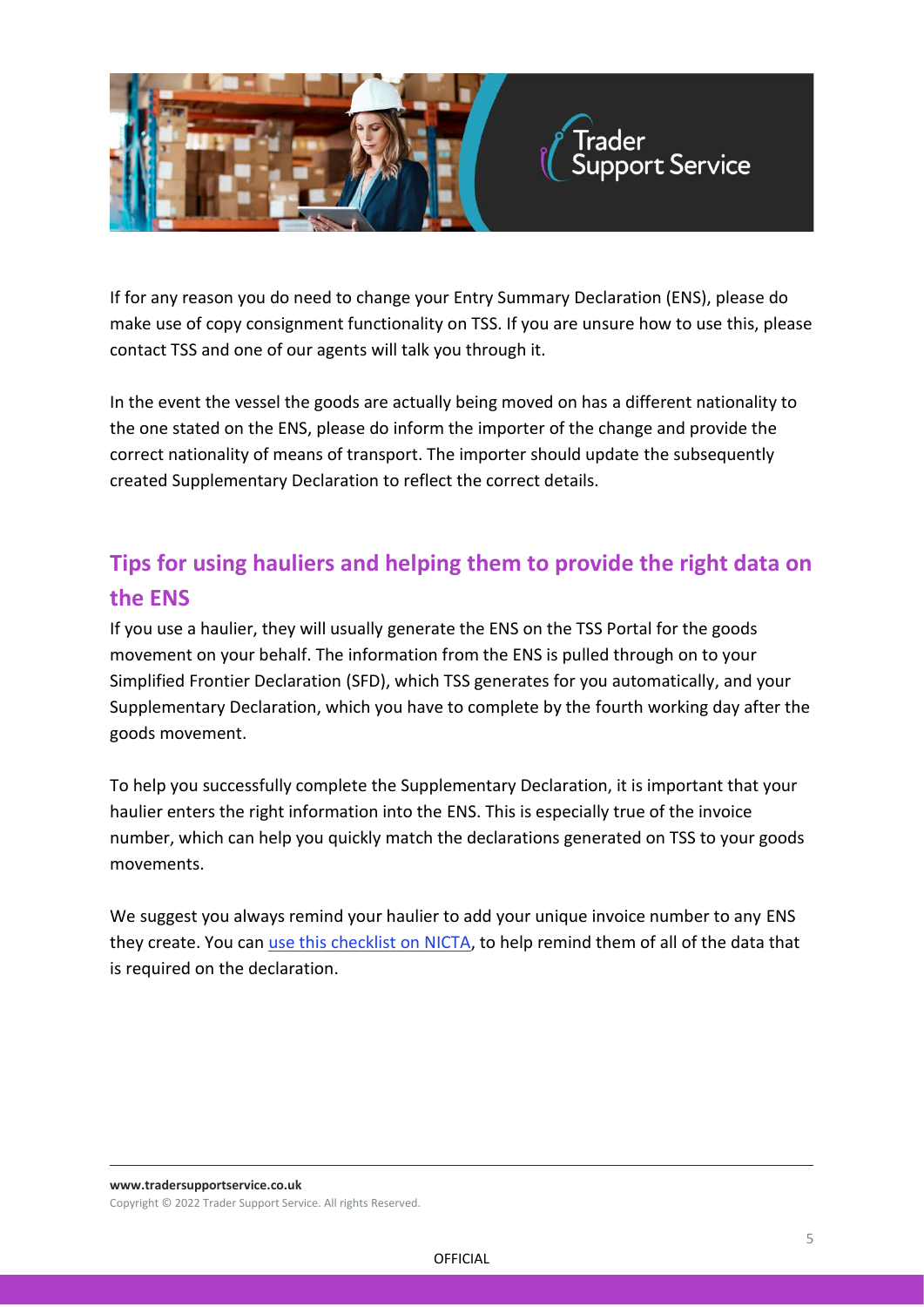If for any reason you do need to change your Entry Summary Declaration (ENS), please do make use of copy consignment functionality on TSS. If you are unsure how to use this, please contact TSS and one of our agents will talk you through it.

In the event the vessel the goods are actually being moved on has a different nationality to the one stated on the ENS, please do inform the importer of the change and provide the correct nationality of means of transport. The importer should update the subsequently created Supplementary Declaration to reflect the correct details.

## Tips for using hauliers and helping them to provide the right data on the ENS

If you use a haulier, they will usually generate the ENS on the TSS Portal for the goods movement on your behalf. The information from the ENS is pulled through on to your Simplified Frontier Declaration (SFD), which TSS generates for you automatically, and your Supplementary Declaration, which you have to complete by the fourth working day after the goods movement.

To help you successfully complete the Supplementary Declaration, it is important that your haulier enters the right information into the ENS. This is especially true of the invoice number, which can help you quickly match the declarations generated on TSS to your goods movements.

We suggest you always remind your haulier to add your unique invoice number to any ENS they create. You can use this checklist on NICTA, to help remind them of all of the data that is required on the declaration.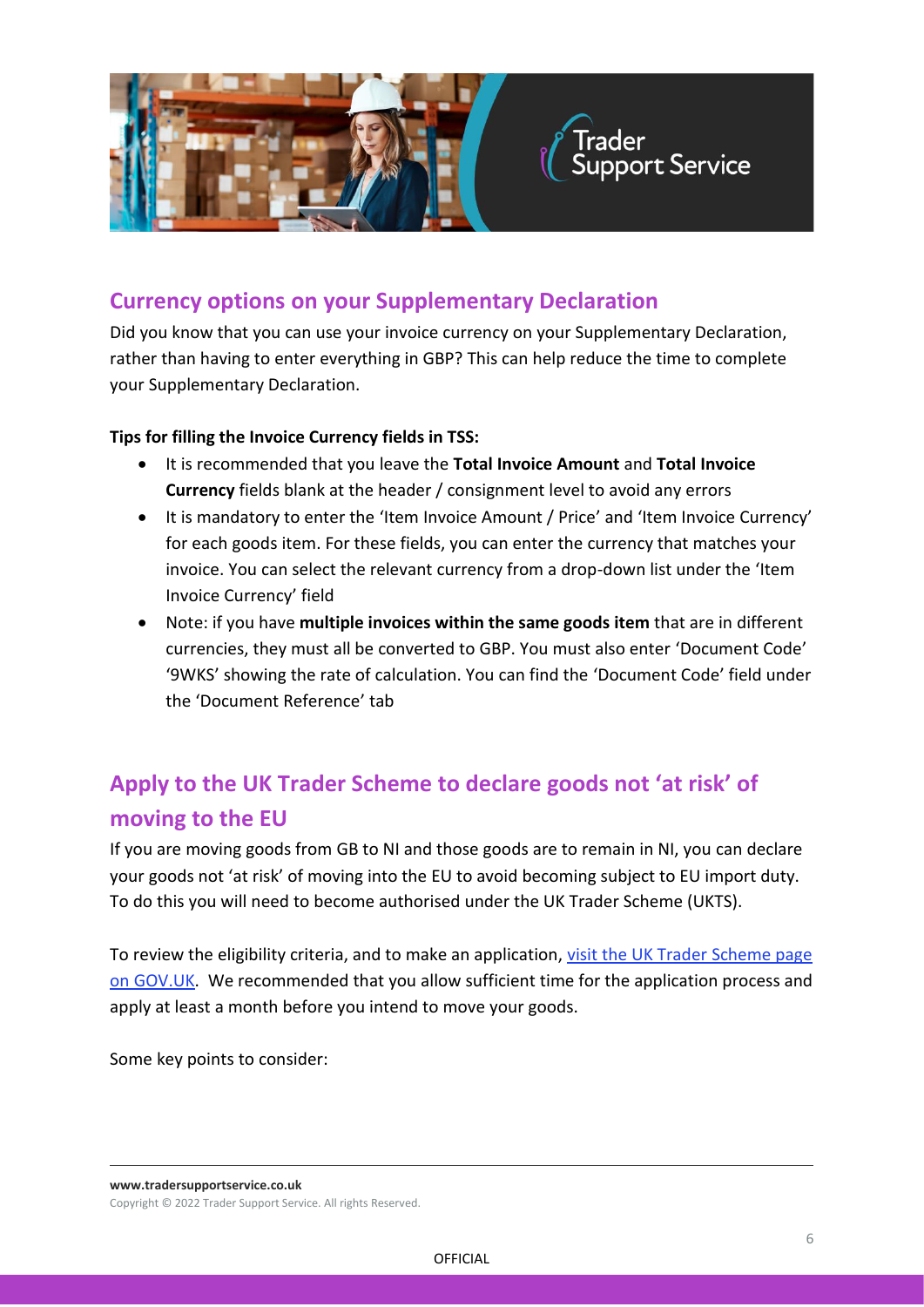## Currency options on your Supplementary Declaration

Did you know that you can use your invoice currency on your Supplementary Declaration, rather than having to enter everything in GBP? This can help reduce the time to complete your Supplementary Declaration.

**Tips for filling the Invoice Currency fields in TSS:**

- It is recommended that you leave the **Total Invoice Amount** and **Total Invoice Currency** fields blank at the header / consignment level to avoid any errors
- It is mandatory to enter the 'Item Invoice Amount / Price' and 'Item Invoice Currency' for each goods item. For these fields, you can enter the currency that matches your invoice. You can select the relevant currency from a drop-down list under the 'Item Invoice Currency' field
- Note: if you have **multiple invoices within the same goods item** that are in different currencies, they must all be converted to GBP. You must also enter 'Document Code' '9WKS' showing the rate of calculation. You can find the 'Document Code' field under the 'Document Reference' tab

## Apply to the UK Trader Scheme to declare goods not 'at risk' of moving to the EU

If you are moving goods from GB to NI and those goods are to remain in NI, you can declare your goods not 'at risk' of moving into the EU to avoid becoming subject to EU import duty. To do this you will need to become authorised under the UK Trader Scheme (UKTS).

To review the eligibility criteria, and to make an application, visit the UK Trader Scheme page on GOV.UK. We recommended that you allow sufficient time for the application process and apply at least a month before you intend to move your goods.

Some key points to consider: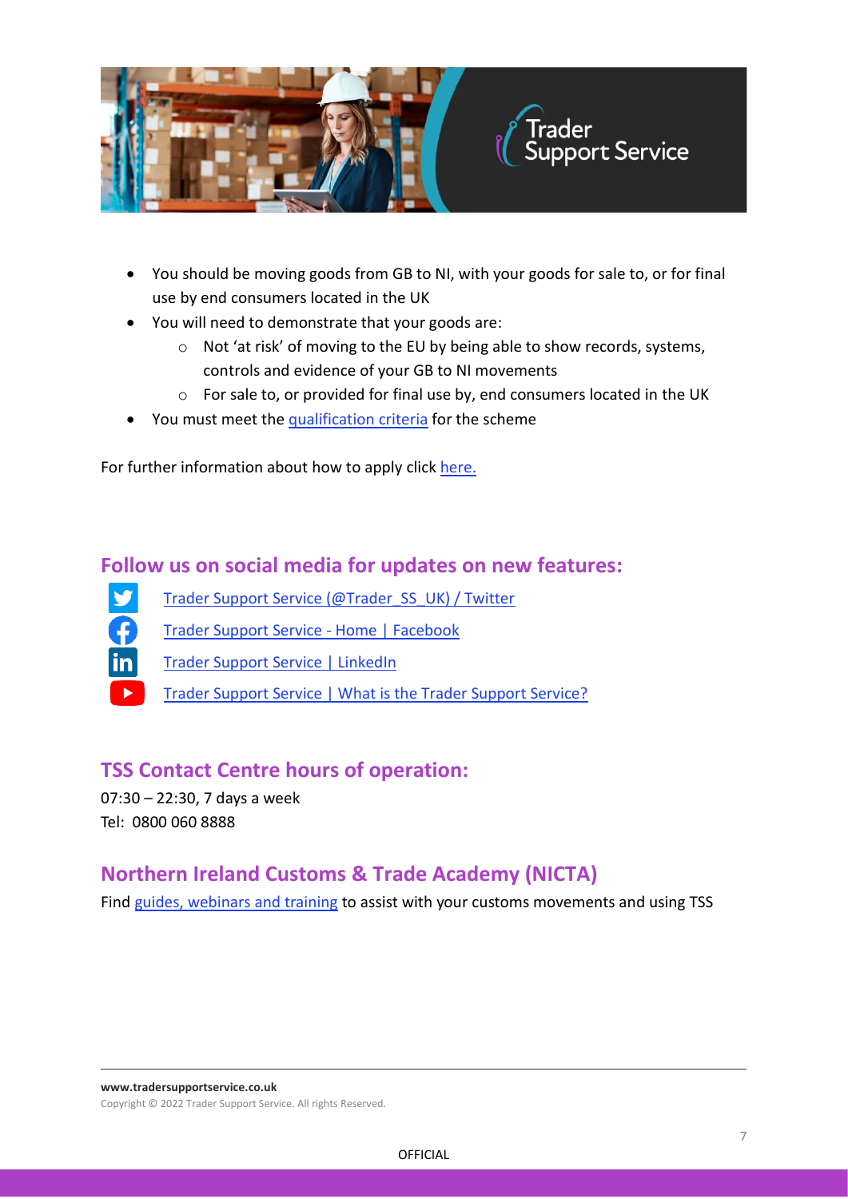- You should be moving goods from GB to NI, with your goods for sale to, or for final use by end consumers located in the UK
- You will need to demonstrate that your goods are:
    - Not 'at risk' of moving to the EU by being able to show records, systems, controls and evidence of your GB to NI movements
    - For sale to, or provided for final use by, end consumers located in the UK
- You must meet the qualification criteria for the scheme

For further information about how to apply click here.

## Follow us on social media for updates on new features:

- Trader Support Service (@Trader_SS_UK) / Twitter
- Trader Support Service - Home | Facebook
- Trader Support Service | LinkedIn
- Trader Support Service | What is the Trader Support Service?

## TSS Contact Centre hours of operation:

07:30 – 22:30, 7 days a week
Tel: 0800 060 8888

## Northern Ireland Customs & Trade Academy (NICTA)

Find guides, webinars and training to assist with your customs movements and using TSS

**www.tradersupportservice.co.uk**
Copyright © 2022 Trader Support Service. All rights Reserved.

OFFICIAL